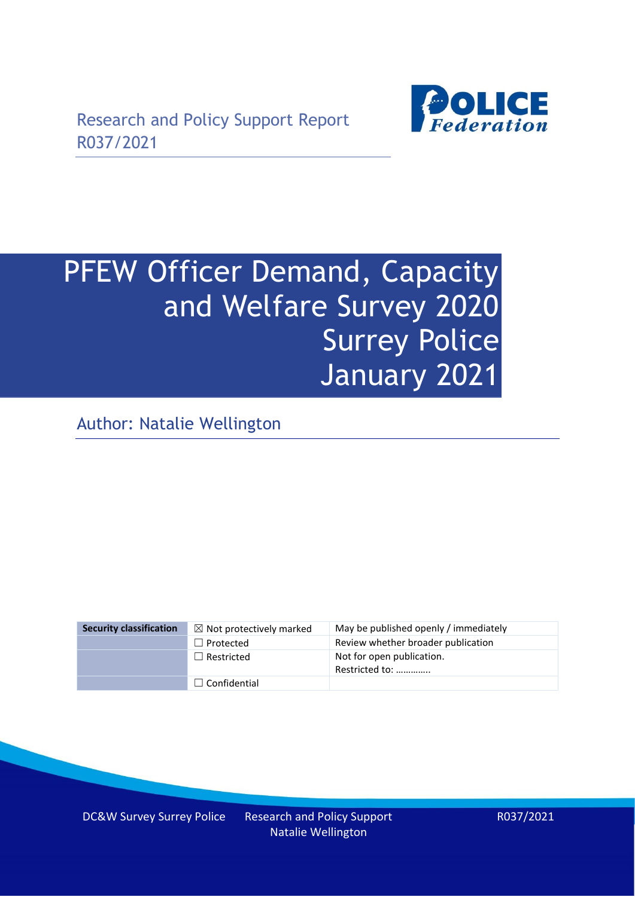Research and Policy Support Report
R037/2021

**POLICE Federation**

# PFEW Officer Demand, Capacity and Welfare Survey 2020 Surrey Police January 2021

Author: Natalie Wellington

| Security classification | ☒ Not protectively marked | May be published openly / immediately |
|---|---|---|
| | ☐ Protected | Review whether broader publication |
| | ☐ Restricted | Not for open publication. Restricted to: …………. |
| | ☐ Confidential | |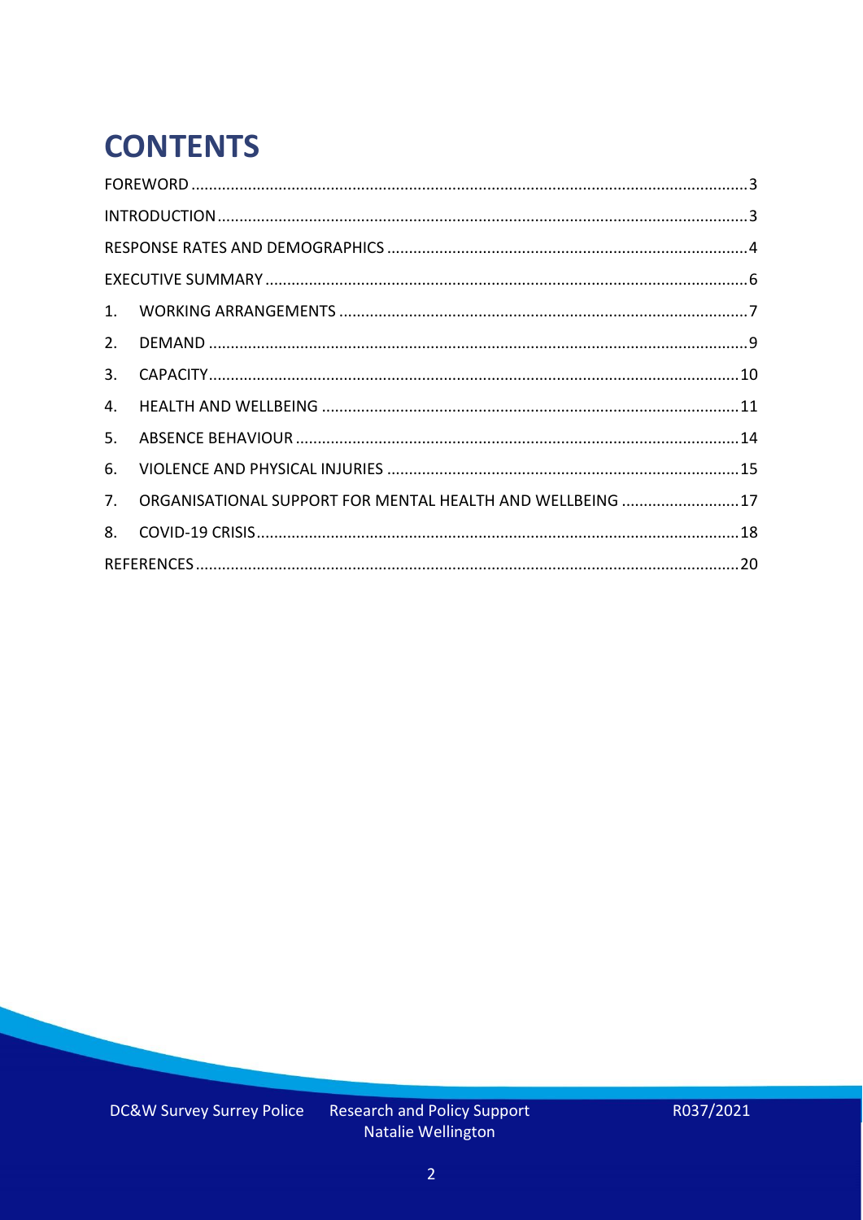# CONTENTS

FOREWORD .......... 3

INTRODUCTION .......... 3

RESPONSE RATES AND DEMOGRAPHICS .......... 4

EXECUTIVE SUMMARY .......... 6

1. WORKING ARRANGEMENTS .......... 7
2. DEMAND .......... 9
3. CAPACITY .......... 10
4. HEALTH AND WELLBEING .......... 11
5. ABSENCE BEHAVIOUR .......... 14
6. VIOLENCE AND PHYSICAL INJURIES .......... 15
7. ORGANISATIONAL SUPPORT FOR MENTAL HEALTH AND WELLBEING .......... 17
8. COVID-19 CRISIS .......... 18

REFERENCES .......... 20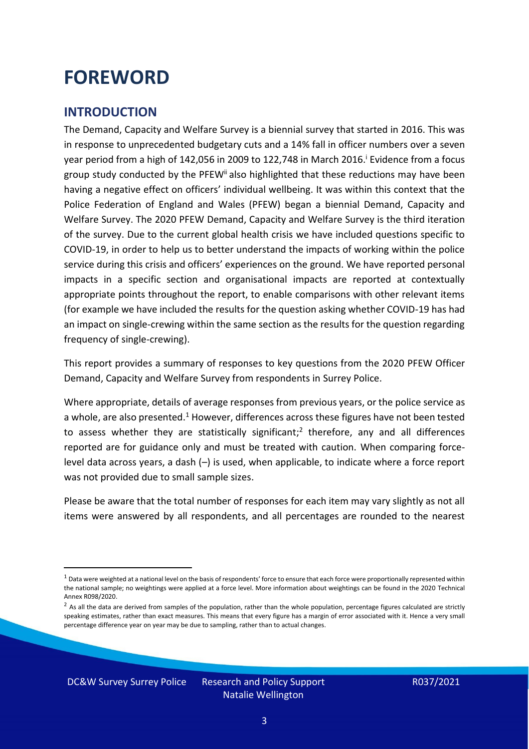# FOREWORD

## INTRODUCTION

The Demand, Capacity and Welfare Survey is a biennial survey that started in 2016. This was in response to unprecedented budgetary cuts and a 14% fall in officer numbers over a seven year period from a high of 142,056 in 2009 to 122,748 in March 2016.[i] Evidence from a focus group study conducted by the PFEW[ii] also highlighted that these reductions may have been having a negative effect on officers' individual wellbeing. It was within this context that the Police Federation of England and Wales (PFEW) began a biennial Demand, Capacity and Welfare Survey. The 2020 PFEW Demand, Capacity and Welfare Survey is the third iteration of the survey. Due to the current global health crisis we have included questions specific to COVID-19, in order to help us to better understand the impacts of working within the police service during this crisis and officers' experiences on the ground. We have reported personal impacts in a specific section and organisational impacts are reported at contextually appropriate points throughout the report, to enable comparisons with other relevant items (for example we have included the results for the question asking whether COVID-19 has had an impact on single-crewing within the same section as the results for the question regarding frequency of single-crewing).

This report provides a summary of responses to key questions from the 2020 PFEW Officer Demand, Capacity and Welfare Survey from respondents in Surrey Police.

Where appropriate, details of average responses from previous years, or the police service as a whole, are also presented.[1] However, differences across these figures have not been tested to assess whether they are statistically significant;[2] therefore, any and all differences reported are for guidance only and must be treated with caution. When comparing force-level data across years, a dash (–) is used, when applicable, to indicate where a force report was not provided due to small sample sizes.

Please be aware that the total number of responses for each item may vary slightly as not all items were answered by all respondents, and all percentages are rounded to the nearest

[1] Data were weighted at a national level on the basis of respondents' force to ensure that each force were proportionally represented within the national sample; no weightings were applied at a force level. More information about weightings can be found in the 2020 Technical Annex R098/2020.

[2] As all the data are derived from samples of the population, rather than the whole population, percentage figures calculated are strictly speaking estimates, rather than exact measures. This means that every figure has a margin of error associated with it. Hence a very small percentage difference year on year may be due to sampling, rather than to actual changes.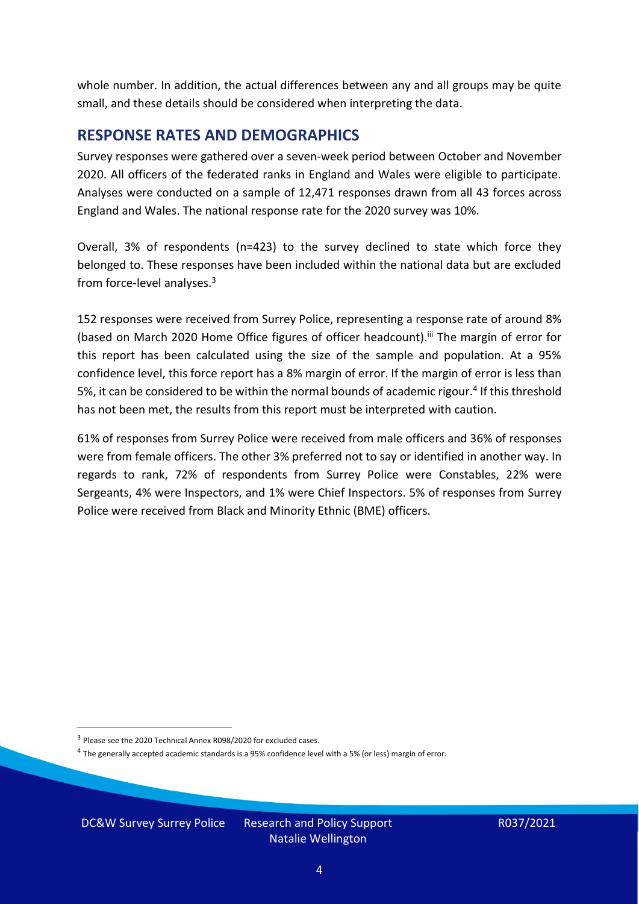whole number. In addition, the actual differences between any and all groups may be quite small, and these details should be considered when interpreting the data.

## RESPONSE RATES AND DEMOGRAPHICS

Survey responses were gathered over a seven-week period between October and November 2020. All officers of the federated ranks in England and Wales were eligible to participate. Analyses were conducted on a sample of 12,471 responses drawn from all 43 forces across England and Wales. The national response rate for the 2020 survey was 10%.

Overall, 3% of respondents (n=423) to the survey declined to state which force they belonged to. These responses have been included within the national data but are excluded from force-level analyses.[3]

152 responses were received from Surrey Police, representing a response rate of around 8% (based on March 2020 Home Office figures of officer headcount).[iii] The margin of error for this report has been calculated using the size of the sample and population. At a 95% confidence level, this force report has a 8% margin of error. If the margin of error is less than 5%, it can be considered to be within the normal bounds of academic rigour.[4] If this threshold has not been met, the results from this report must be interpreted with caution.

61% of responses from Surrey Police were received from male officers and 36% of responses were from female officers. The other 3% preferred not to say or identified in another way. In regards to rank, 72% of respondents from Surrey Police were Constables, 22% were Sergeants, 4% were Inspectors, and 1% were Chief Inspectors. 5% of responses from Surrey Police were received from Black and Minority Ethnic (BME) officers.

[3] Please see the 2020 Technical Annex R098/2020 for excluded cases.

[4] The generally accepted academic standards is a 95% confidence level with a 5% (or less) margin of error.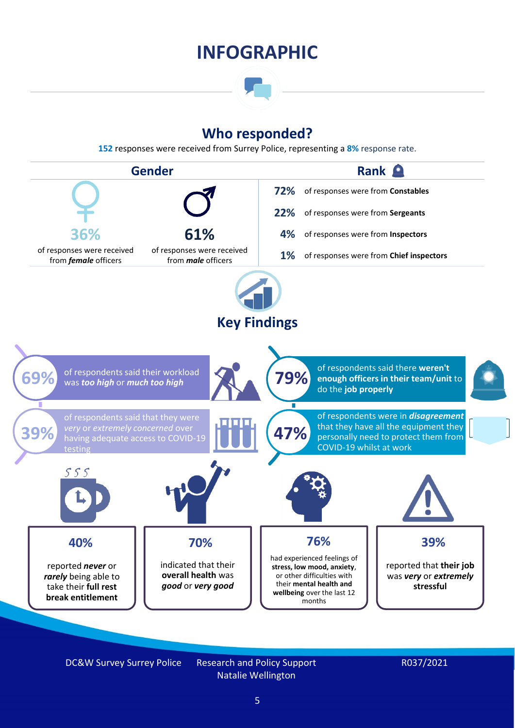# INFOGRAPHIC

## Who responded?

**152** responses were received from Surrey Police, representing a **8%** response rate.

### Gender

**36%** of responses were received from ***female*** officers

**61%** of responses were received from ***male*** officers

### Rank

| | |
|---|---|
| **72%** | of responses were from **Constables** |
| **22%** | of responses were from **Sergeants** |
| **4%** | of responses were from **Inspectors** |
| **1%** | of responses were from **Chief inspectors** |

## Key Findings

**69%** of respondents said their workload was ***too high*** or ***much too high***

**79%** of respondents said there **weren't enough officers in their team/unit** to do the **job properly**

**39%** of respondents said that they were *very* or *extremely concerned* over having adequate access to COVID-19 testing

**47%** of respondents were in ***disagreement*** that they have all the equipment they personally need to protect them from COVID-19 whilst at work

**40%** reported ***never*** or ***rarely*** being able to take their **full rest break entitlement**

**70%** indicated that their **overall health** was ***good*** or ***very good***

**76%** had experienced feelings of **stress, low mood, anxiety**, or other difficulties with their **mental health and wellbeing** over the last 12 months

**39%** reported that **their job** was ***very*** or ***extremely*** **stressful**

DC&W Survey Surrey Police | Research and Policy Support Natalie Wellington | R037/2021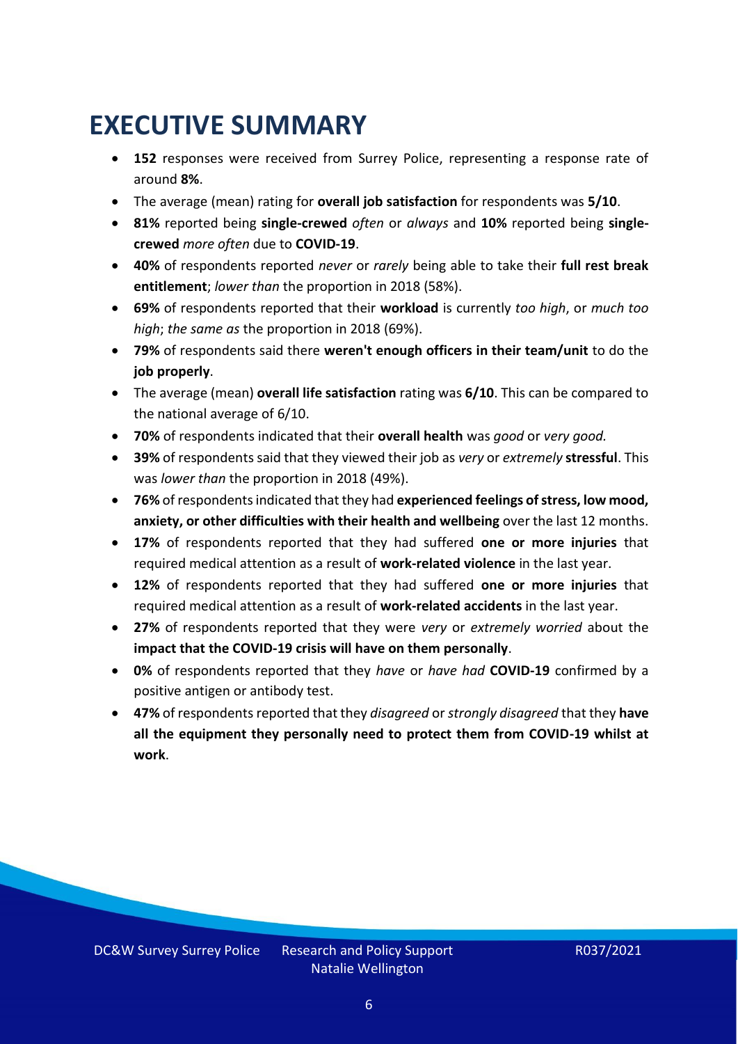# EXECUTIVE SUMMARY

- **152** responses were received from Surrey Police, representing a response rate of around **8%**.
- The average (mean) rating for **overall job satisfaction** for respondents was **5/10**.
- **81%** reported being **single-crewed** *often* or *always* and **10%** reported being **single-crewed** *more often* due to **COVID-19**.
- **40%** of respondents reported *never* or *rarely* being able to take their **full rest break entitlement**; *lower than* the proportion in 2018 (58%).
- **69%** of respondents reported that their **workload** is currently *too high*, or *much too high*; *the same as* the proportion in 2018 (69%).
- **79%** of respondents said there **weren't enough officers in their team/unit** to do the **job properly**.
- The average (mean) **overall life satisfaction** rating was **6/10**. This can be compared to the national average of 6/10.
- **70%** of respondents indicated that their **overall health** was *good* or *very good.*
- **39%** of respondents said that they viewed their job as *very* or *extremely* **stressful**. This was *lower than* the proportion in 2018 (49%).
- **76%** of respondents indicated that they had **experienced feelings of stress, low mood, anxiety, or other difficulties with their health and wellbeing** over the last 12 months.
- **17%** of respondents reported that they had suffered **one or more injuries** that required medical attention as a result of **work-related violence** in the last year.
- **12%** of respondents reported that they had suffered **one or more injuries** that required medical attention as a result of **work-related accidents** in the last year.
- **27%** of respondents reported that they were *very* or *extremely worried* about the **impact that the COVID-19 crisis will have on them personally**.
- **0%** of respondents reported that they *have* or *have had* **COVID-19** confirmed by a positive antigen or antibody test.
- **47%** of respondents reported that they *disagreed* or *strongly disagreed* that they **have all the equipment they personally need to protect them from COVID-19 whilst at work**.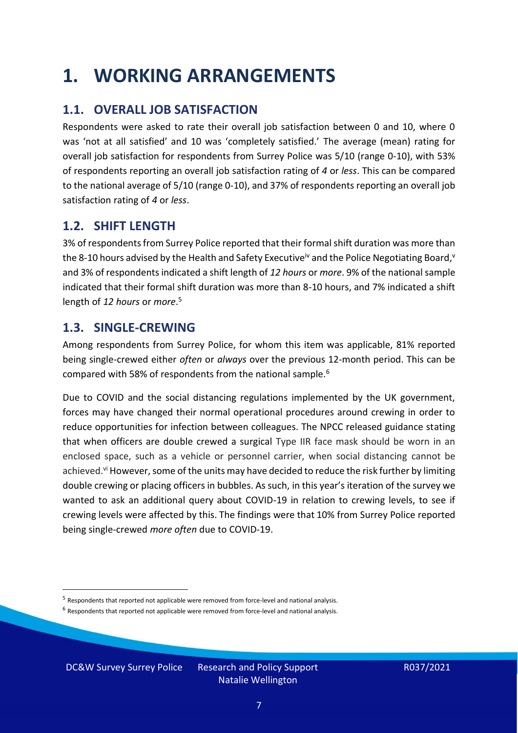# 1. WORKING ARRANGEMENTS

## 1.1. OVERALL JOB SATISFACTION

Respondents were asked to rate their overall job satisfaction between 0 and 10, where 0 was 'not at all satisfied' and 10 was 'completely satisfied.' The average (mean) rating for overall job satisfaction for respondents from Surrey Police was 5/10 (range 0-10), with 53% of respondents reporting an overall job satisfaction rating of *4* or *less*. This can be compared to the national average of 5/10 (range 0-10), and 37% of respondents reporting an overall job satisfaction rating of *4* or *less*.

## 1.2. SHIFT LENGTH

3% of respondents from Surrey Police reported that their formal shift duration was more than the 8-10 hours advised by the Health and Safety Executive[iv] and the Police Negotiating Board,[v] and 3% of respondents indicated a shift length of *12 hours* or *more*. 9% of the national sample indicated that their formal shift duration was more than 8-10 hours, and 7% indicated a shift length of *12 hours* or *more*.[5]

## 1.3. SINGLE-CREWING

Among respondents from Surrey Police, for whom this item was applicable, 81% reported being single-crewed either *often* or *always* over the previous 12-month period. This can be compared with 58% of respondents from the national sample.[6]

Due to COVID and the social distancing regulations implemented by the UK government, forces may have changed their normal operational procedures around crewing in order to reduce opportunities for infection between colleagues. The NPCC released guidance stating that when officers are double crewed a surgical Type IIR face mask should be worn in an enclosed space, such as a vehicle or personnel carrier, when social distancing cannot be achieved.[vi] However, some of the units may have decided to reduce the risk further by limiting double crewing or placing officers in bubbles. As such, in this year's iteration of the survey we wanted to ask an additional query about COVID-19 in relation to crewing levels, to see if crewing levels were affected by this. The findings were that 10% from Surrey Police reported being single-crewed *more often* due to COVID-19.

---

[5] Respondents that reported not applicable were removed from force-level and national analysis.

[6] Respondents that reported not applicable were removed from force-level and national analysis.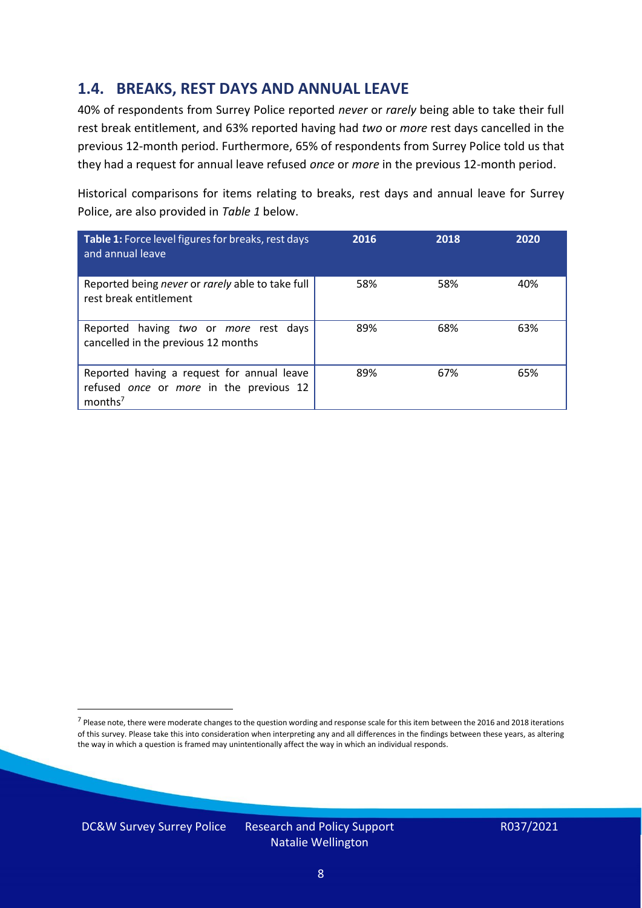## 1.4. BREAKS, REST DAYS AND ANNUAL LEAVE

40% of respondents from Surrey Police reported *never* or *rarely* being able to take their full rest break entitlement, and 63% reported having had *two* or *more* rest days cancelled in the previous 12-month period. Furthermore, 65% of respondents from Surrey Police told us that they had a request for annual leave refused *once* or *more* in the previous 12-month period.

Historical comparisons for items relating to breaks, rest days and annual leave for Surrey Police, are also provided in *Table 1* below.

| **Table 1:** Force level figures for breaks, rest days and annual leave | 2016 | 2018 | 2020 |
|---|---|---|---|
| Reported being *never* or *rarely* able to take full rest break entitlement | 58% | 58% | 40% |
| Reported having *two* or *more* rest days cancelled in the previous 12 months | 89% | 68% | 63% |
| Reported having a request for annual leave refused *once* or *more* in the previous 12 months[7] | 89% | 67% | 65% |

[7] Please note, there were moderate changes to the question wording and response scale for this item between the 2016 and 2018 iterations of this survey. Please take this into consideration when interpreting any and all differences in the findings between these years, as altering the way in which a question is framed may unintentionally affect the way in which an individual responds.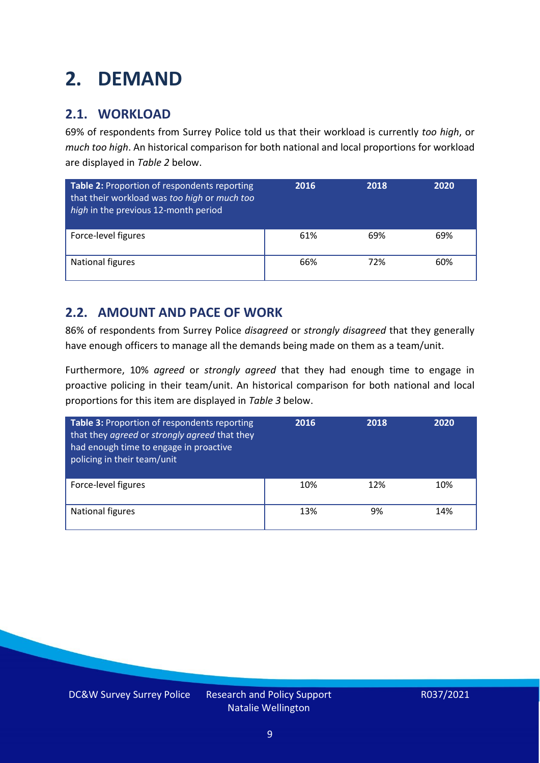# 2. DEMAND

## 2.1. WORKLOAD

69% of respondents from Surrey Police told us that their workload is currently *too high*, or *much too high*. An historical comparison for both national and local proportions for workload are displayed in *Table 2* below.

| **Table 2:** Proportion of respondents reporting that their workload was *too high* or *much too high* in the previous 12-month period | 2016 | 2018 | 2020 |
|---|---|---|---|
| Force-level figures | 61% | 69% | 69% |
| National figures | 66% | 72% | 60% |

## 2.2. AMOUNT AND PACE OF WORK

86% of respondents from Surrey Police *disagreed* or *strongly disagreed* that they generally have enough officers to manage all the demands being made on them as a team/unit.

Furthermore, 10% *agreed* or *strongly agreed* that they had enough time to engage in proactive policing in their team/unit. An historical comparison for both national and local proportions for this item are displayed in *Table 3* below.

| **Table 3:** Proportion of respondents reporting that they *agreed* or *strongly agreed* that they had enough time to engage in proactive policing in their team/unit | 2016 | 2018 | 2020 |
|---|---|---|---|
| Force-level figures | 10% | 12% | 10% |
| National figures | 13% | 9% | 14% |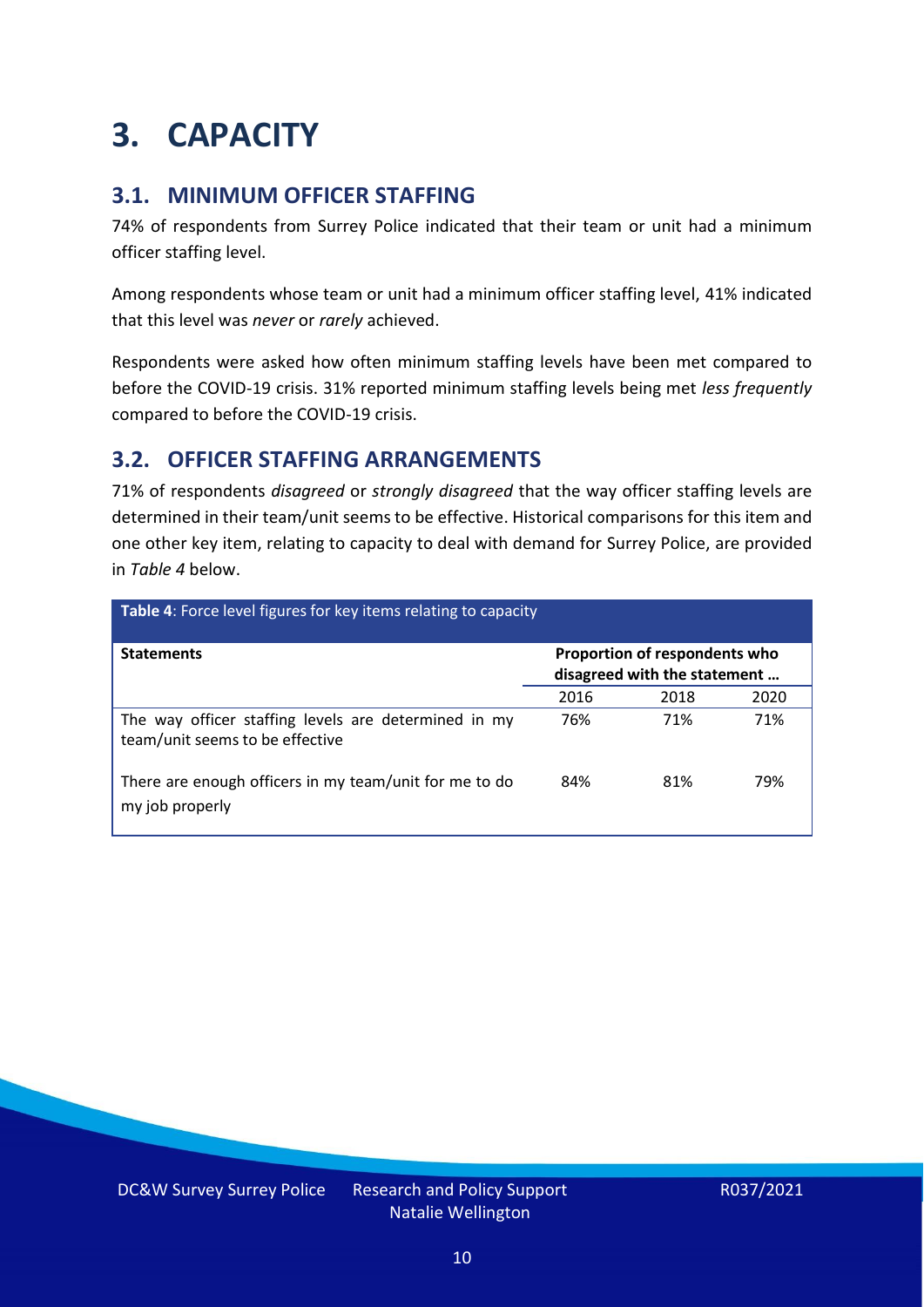# 3. CAPACITY

## 3.1. MINIMUM OFFICER STAFFING

74% of respondents from Surrey Police indicated that their team or unit had a minimum officer staffing level.

Among respondents whose team or unit had a minimum officer staffing level, 41% indicated that this level was *never* or *rarely* achieved.

Respondents were asked how often minimum staffing levels have been met compared to before the COVID-19 crisis. 31% reported minimum staffing levels being met *less frequently* compared to before the COVID-19 crisis.

## 3.2. OFFICER STAFFING ARRANGEMENTS

71% of respondents *disagreed* or *strongly disagreed* that the way officer staffing levels are determined in their team/unit seems to be effective. Historical comparisons for this item and one other key item, relating to capacity to deal with demand for Surrey Police, are provided in *Table 4* below.

**Table 4**: Force level figures for key items relating to capacity

| Statements | Proportion of respondents who disagreed with the statement … | | |
|---|---|---|---|
| | 2016 | 2018 | 2020 |
| The way officer staffing levels are determined in my team/unit seems to be effective | 76% | 71% | 71% |
| There are enough officers in my team/unit for me to do my job properly | 84% | 81% | 79% |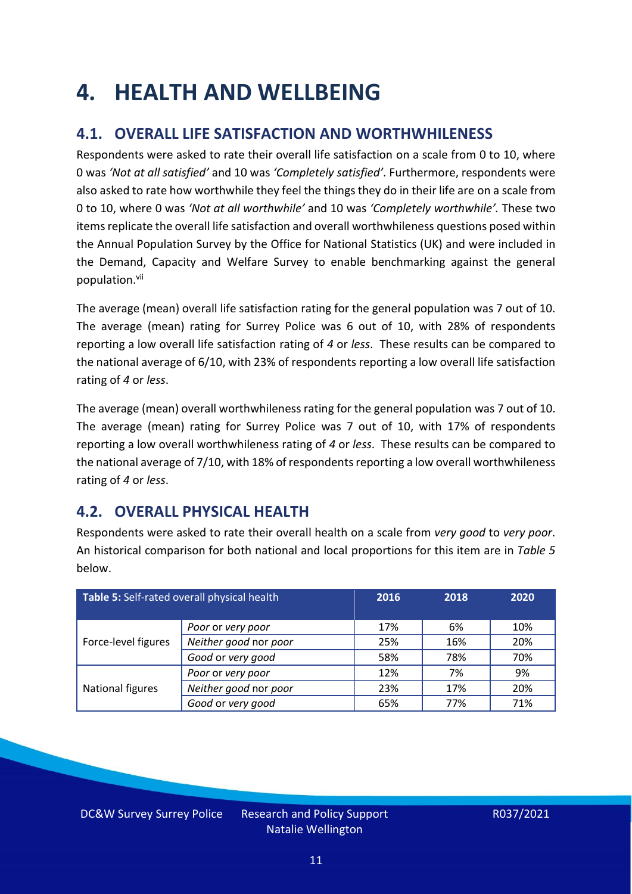# 4. HEALTH AND WELLBEING

## 4.1. OVERALL LIFE SATISFACTION AND WORTHWHILENESS

Respondents were asked to rate their overall life satisfaction on a scale from 0 to 10, where 0 was *'Not at all satisfied'* and 10 was *'Completely satisfied'*. Furthermore, respondents were also asked to rate how worthwhile they feel the things they do in their life are on a scale from 0 to 10, where 0 was *'Not at all worthwhile'* and 10 was *'Completely worthwhile'.* These two items replicate the overall life satisfaction and overall worthwhileness questions posed within the Annual Population Survey by the Office for National Statistics (UK) and were included in the Demand, Capacity and Welfare Survey to enable benchmarking against the general population.[vii]

The average (mean) overall life satisfaction rating for the general population was 7 out of 10. The average (mean) rating for Surrey Police was 6 out of 10, with 28% of respondents reporting a low overall life satisfaction rating of *4* or *less*. These results can be compared to the national average of 6/10, with 23% of respondents reporting a low overall life satisfaction rating of *4* or *less*.

The average (mean) overall worthwhileness rating for the general population was 7 out of 10. The average (mean) rating for Surrey Police was 7 out of 10, with 17% of respondents reporting a low overall worthwhileness rating of *4* or *less*. These results can be compared to the national average of 7/10, with 18% of respondents reporting a low overall worthwhileness rating of *4* or *less*.

## 4.2. OVERALL PHYSICAL HEALTH

Respondents were asked to rate their overall health on a scale from *very good* to *very poor*. An historical comparison for both national and local proportions for this item are in *Table 5* below.

| **Table 5:** Self-rated overall physical health | | 2016 | 2018 | 2020 |
|---|---|---|---|---|
| Force-level figures | *Poor* or *very poor* | 17% | 6% | 10% |
| | *Neither good* nor *poor* | 25% | 16% | 20% |
| | *Good* or *very good* | 58% | 78% | 70% |
| National figures | *Poor* or *very poor* | 12% | 7% | 9% |
| | *Neither good* nor *poor* | 23% | 17% | 20% |
| | *Good* or *very good* | 65% | 77% | 71% |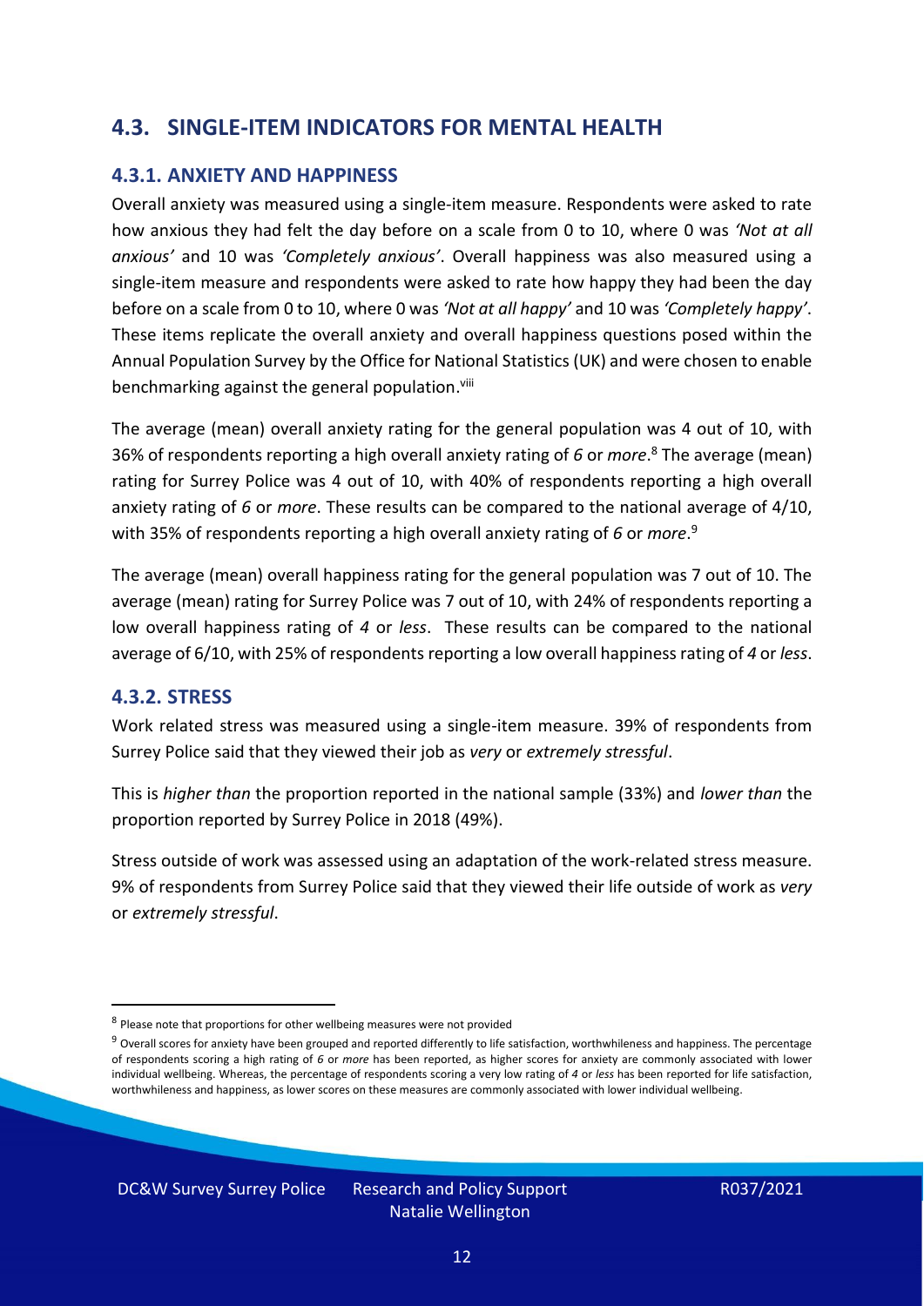## 4.3. SINGLE-ITEM INDICATORS FOR MENTAL HEALTH

### 4.3.1. ANXIETY AND HAPPINESS

Overall anxiety was measured using a single-item measure. Respondents were asked to rate how anxious they had felt the day before on a scale from 0 to 10, where 0 was *'Not at all anxious'* and 10 was *'Completely anxious'*. Overall happiness was also measured using a single-item measure and respondents were asked to rate how happy they had been the day before on a scale from 0 to 10, where 0 was *'Not at all happy'* and 10 was *'Completely happy'*. These items replicate the overall anxiety and overall happiness questions posed within the Annual Population Survey by the Office for National Statistics (UK) and were chosen to enable benchmarking against the general population.[viii]

The average (mean) overall anxiety rating for the general population was 4 out of 10, with 36% of respondents reporting a high overall anxiety rating of *6* or *more*.[8] The average (mean) rating for Surrey Police was 4 out of 10, with 40% of respondents reporting a high overall anxiety rating of *6* or *more*. These results can be compared to the national average of 4/10, with 35% of respondents reporting a high overall anxiety rating of *6* or *more*.[9]

The average (mean) overall happiness rating for the general population was 7 out of 10. The average (mean) rating for Surrey Police was 7 out of 10, with 24% of respondents reporting a low overall happiness rating of *4* or *less*. These results can be compared to the national average of 6/10, with 25% of respondents reporting a low overall happiness rating of *4* or *less*.

### 4.3.2. STRESS

Work related stress was measured using a single-item measure. 39% of respondents from Surrey Police said that they viewed their job as *very* or *extremely stressful*.

This is *higher than* the proportion reported in the national sample (33%) and *lower than* the proportion reported by Surrey Police in 2018 (49%).

Stress outside of work was assessed using an adaptation of the work-related stress measure. 9% of respondents from Surrey Police said that they viewed their life outside of work as *very* or *extremely stressful*.

---

[8] Please note that proportions for other wellbeing measures were not provided

[9] Overall scores for anxiety have been grouped and reported differently to life satisfaction, worthwhileness and happiness. The percentage of respondents scoring a high rating of *6* or *more* has been reported, as higher scores for anxiety are commonly associated with lower individual wellbeing. Whereas, the percentage of respondents scoring a very low rating of *4* or *less* has been reported for life satisfaction, worthwhileness and happiness, as lower scores on these measures are commonly associated with lower individual wellbeing.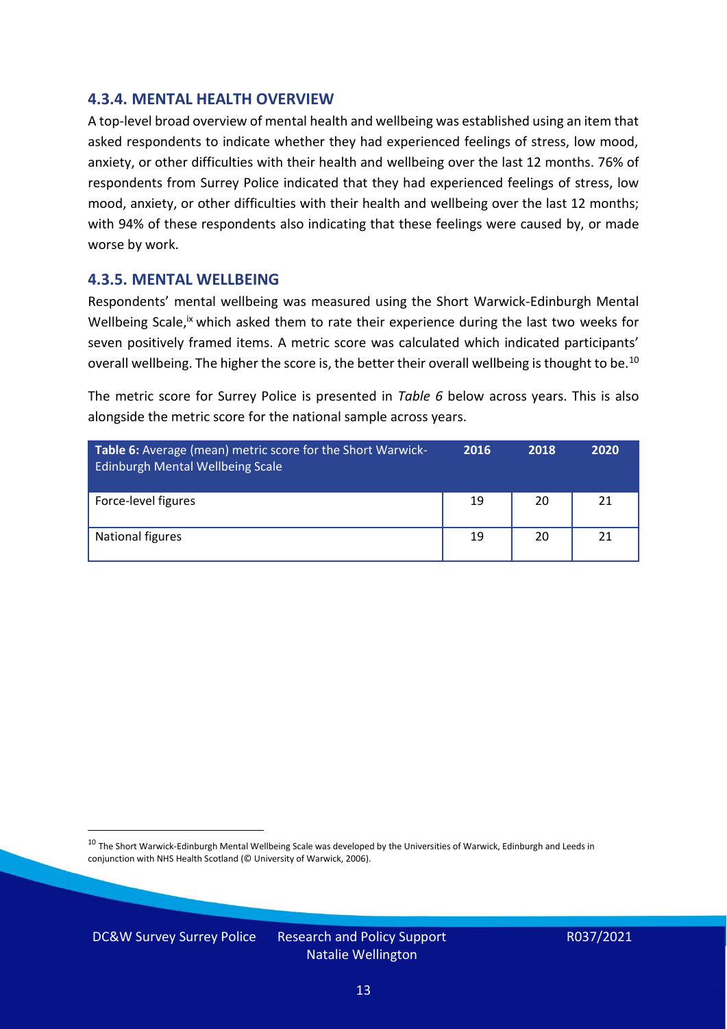### 4.3.4. MENTAL HEALTH OVERVIEW

A top-level broad overview of mental health and wellbeing was established using an item that asked respondents to indicate whether they had experienced feelings of stress, low mood, anxiety, or other difficulties with their health and wellbeing over the last 12 months. 76% of respondents from Surrey Police indicated that they had experienced feelings of stress, low mood, anxiety, or other difficulties with their health and wellbeing over the last 12 months; with 94% of these respondents also indicating that these feelings were caused by, or made worse by work.

### 4.3.5. MENTAL WELLBEING

Respondents' mental wellbeing was measured using the Short Warwick-Edinburgh Mental Wellbeing Scale,[ix] which asked them to rate their experience during the last two weeks for seven positively framed items. A metric score was calculated which indicated participants' overall wellbeing. The higher the score is, the better their overall wellbeing is thought to be.[10]

The metric score for Surrey Police is presented in *Table 6* below across years. This is also alongside the metric score for the national sample across years.

| **Table 6:** Average (mean) metric score for the Short Warwick-Edinburgh Mental Wellbeing Scale | 2016 | 2018 | 2020 |
|---|---|---|---|
| Force-level figures | 19 | 20 | 21 |
| National figures | 19 | 20 | 21 |

[10] The Short Warwick-Edinburgh Mental Wellbeing Scale was developed by the Universities of Warwick, Edinburgh and Leeds in conjunction with NHS Health Scotland (© University of Warwick, 2006).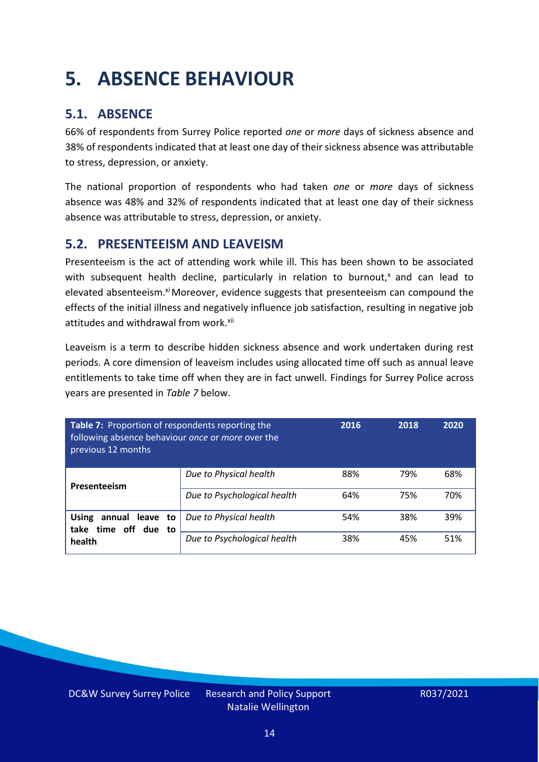# 5. ABSENCE BEHAVIOUR

## 5.1. ABSENCE

66% of respondents from Surrey Police reported *one* or *more* days of sickness absence and 38% of respondents indicated that at least one day of their sickness absence was attributable to stress, depression, or anxiety.

The national proportion of respondents who had taken *one* or *more* days of sickness absence was 48% and 32% of respondents indicated that at least one day of their sickness absence was attributable to stress, depression, or anxiety.

## 5.2. PRESENTEEISM AND LEAVEISM

Presenteeism is the act of attending work while ill. This has been shown to be associated with subsequent health decline, particularly in relation to burnout,[x] and can lead to elevated absenteeism.[xi] Moreover, evidence suggests that presenteeism can compound the effects of the initial illness and negatively influence job satisfaction, resulting in negative job attitudes and withdrawal from work.[xii]

Leaveism is a term to describe hidden sickness absence and work undertaken during rest periods. A core dimension of leaveism includes using allocated time off such as annual leave entitlements to take time off when they are in fact unwell. Findings for Surrey Police across years are presented in *Table 7* below.

| **Table 7:** Proportion of respondents reporting the following absence behaviour *once* or *more* over the previous 12 months | | 2016 | 2018 | 2020 |
|---|---|---|---|---|
| **Presenteeism** | *Due to Physical health* | 88% | 79% | 68% |
| | *Due to Psychological health* | 64% | 75% | 70% |
| **Using annual leave to take time off due to health** | *Due to Physical health* | 54% | 38% | 39% |
| | *Due to Psychological health* | 38% | 45% | 51% |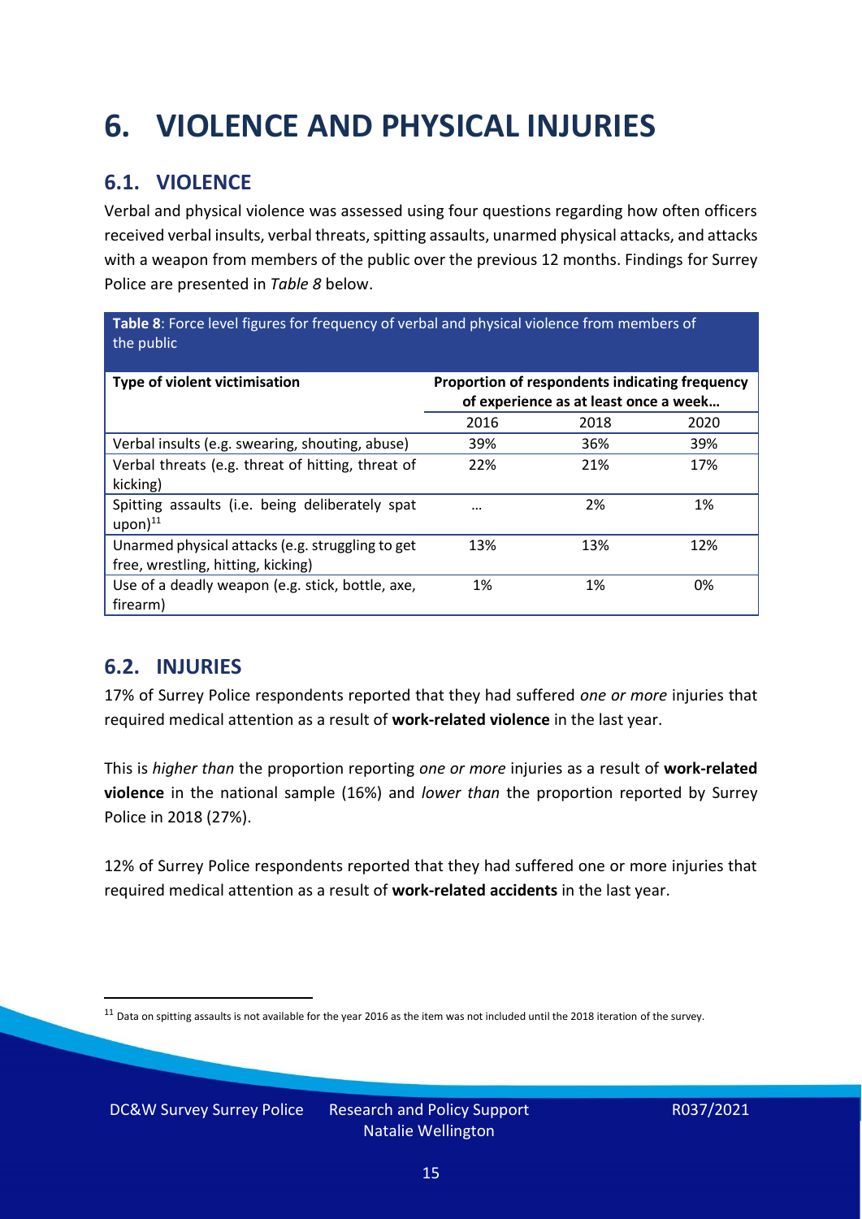# 6. VIOLENCE AND PHYSICAL INJURIES

## 6.1. VIOLENCE

Verbal and physical violence was assessed using four questions regarding how often officers received verbal insults, verbal threats, spitting assaults, unarmed physical attacks, and attacks with a weapon from members of the public over the previous 12 months. Findings for Surrey Police are presented in *Table 8* below.

**Table 8**: Force level figures for frequency of verbal and physical violence from members of the public

| Type of violent victimisation | Proportion of respondents indicating frequency of experience as at least once a week… | | |
|---|---|---|---|
| | 2016 | 2018 | 2020 |
| Verbal insults (e.g. swearing, shouting, abuse) | 39% | 36% | 39% |
| Verbal threats (e.g. threat of hitting, threat of kicking) | 22% | 21% | 17% |
| Spitting assaults (i.e. being deliberately spat upon)[11] | … | 2% | 1% |
| Unarmed physical attacks (e.g. struggling to get free, wrestling, hitting, kicking) | 13% | 13% | 12% |
| Use of a deadly weapon (e.g. stick, bottle, axe, firearm) | 1% | 1% | 0% |

## 6.2. INJURIES

17% of Surrey Police respondents reported that they had suffered *one or more* injuries that required medical attention as a result of **work-related violence** in the last year.

This is *higher than* the proportion reporting *one or more* injuries as a result of **work-related violence** in the national sample (16%) and *lower than* the proportion reported by Surrey Police in 2018 (27%).

12% of Surrey Police respondents reported that they had suffered one or more injuries that required medical attention as a result of **work-related accidents** in the last year.

[11] Data on spitting assaults is not available for the year 2016 as the item was not included until the 2018 iteration of the survey.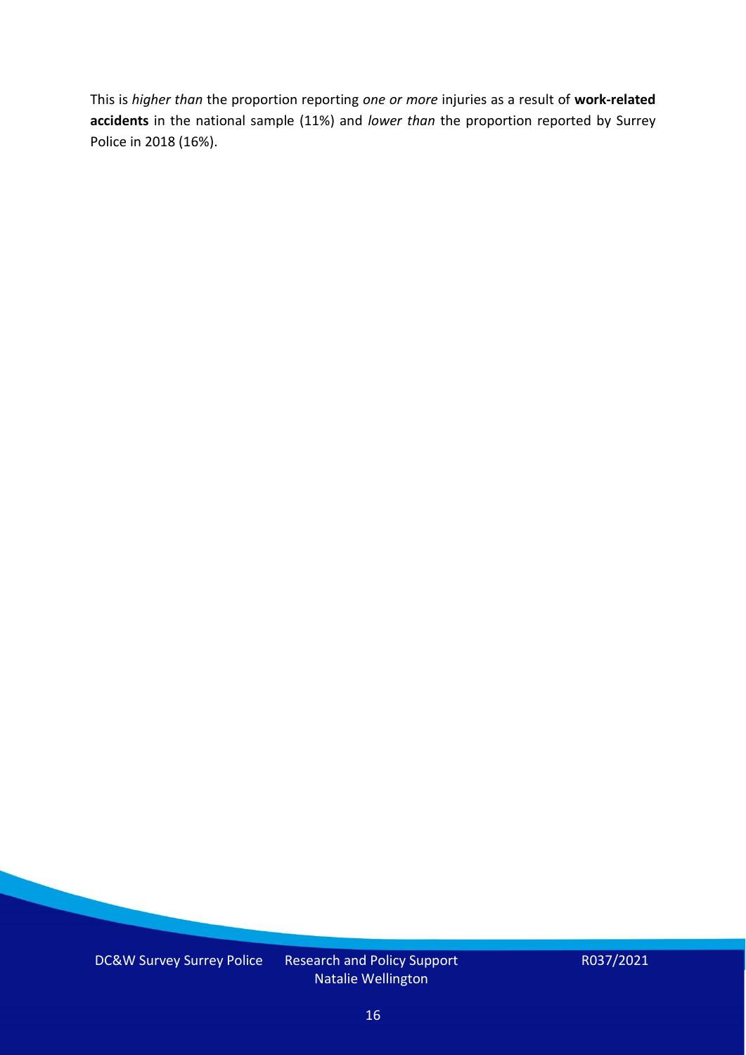This is *higher than* the proportion reporting *one or more* injuries as a result of **work-related accidents** in the national sample (11%) and *lower than* the proportion reported by Surrey Police in 2018 (16%).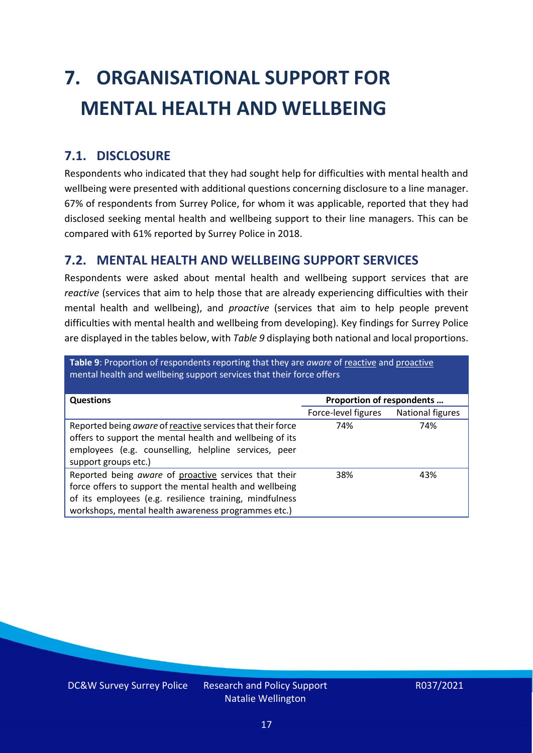# 7. ORGANISATIONAL SUPPORT FOR MENTAL HEALTH AND WELLBEING

## 7.1. DISCLOSURE

Respondents who indicated that they had sought help for difficulties with mental health and wellbeing were presented with additional questions concerning disclosure to a line manager. 67% of respondents from Surrey Police, for whom it was applicable, reported that they had disclosed seeking mental health and wellbeing support to their line managers. This can be compared with 61% reported by Surrey Police in 2018.

## 7.2. MENTAL HEALTH AND WELLBEING SUPPORT SERVICES

Respondents were asked about mental health and wellbeing support services that are *reactive* (services that aim to help those that are already experiencing difficulties with their mental health and wellbeing), and *proactive* (services that aim to help people prevent difficulties with mental health and wellbeing from developing). Key findings for Surrey Police are displayed in the tables below, with *Table 9* displaying both national and local proportions.

**Table 9**: Proportion of respondents reporting that they are *aware* of reactive and proactive mental health and wellbeing support services that their force offers

| Questions | Proportion of respondents … | |
|---|---|---|
| | Force-level figures | National figures |
| Reported being *aware* of reactive services that their force offers to support the mental health and wellbeing of its employees (e.g. counselling, helpline services, peer support groups etc.) | 74% | 74% |
| Reported being *aware* of proactive services that their force offers to support the mental health and wellbeing of its employees (e.g. resilience training, mindfulness workshops, mental health awareness programmes etc.) | 38% | 43% |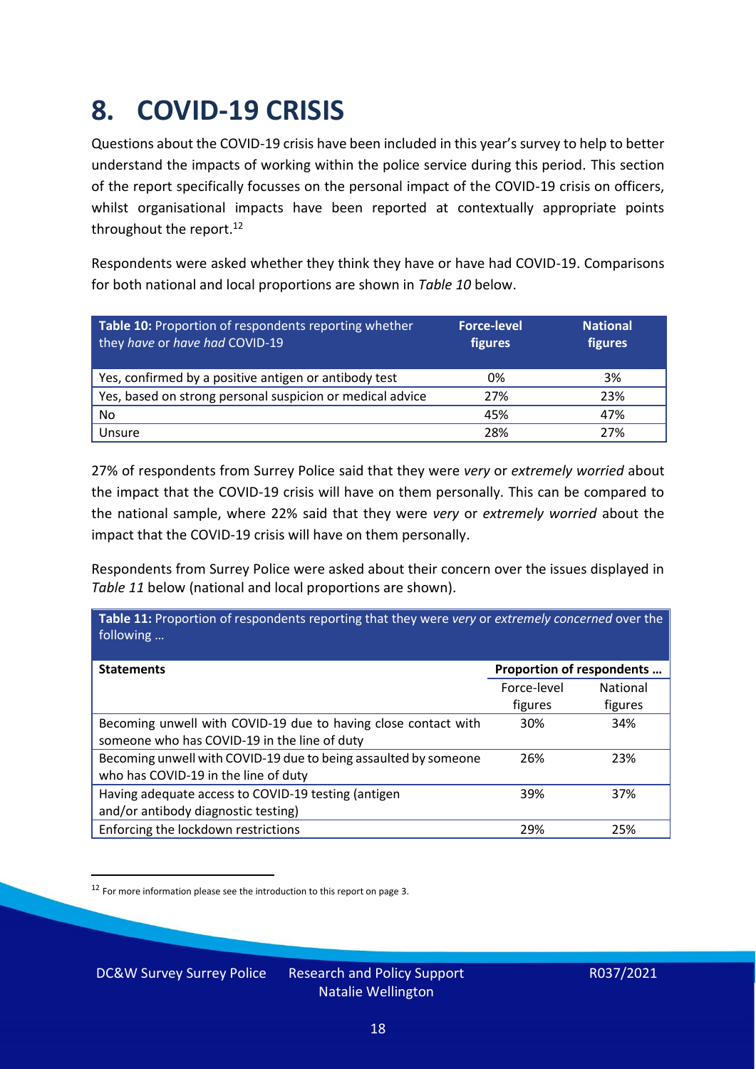# 8. COVID-19 CRISIS

Questions about the COVID-19 crisis have been included in this year's survey to help to better understand the impacts of working within the police service during this period. This section of the report specifically focusses on the personal impact of the COVID-19 crisis on officers, whilst organisational impacts have been reported at contextually appropriate points throughout the report.[12]

Respondents were asked whether they think they have or have had COVID-19. Comparisons for both national and local proportions are shown in *Table 10* below.

| **Table 10:** Proportion of respondents reporting whether they *have* or *have had* COVID-19 | **Force-level figures** | **National figures** |
|---|---|---|
| Yes, confirmed by a positive antigen or antibody test | 0% | 3% |
| Yes, based on strong personal suspicion or medical advice | 27% | 23% |
| No | 45% | 47% |
| Unsure | 28% | 27% |

27% of respondents from Surrey Police said that they were *very* or *extremely worried* about the impact that the COVID-19 crisis will have on them personally. This can be compared to the national sample, where 22% said that they were *very* or *extremely worried* about the impact that the COVID-19 crisis will have on them personally.

Respondents from Surrey Police were asked about their concern over the issues displayed in *Table 11* below (national and local proportions are shown).

**Table 11:** Proportion of respondents reporting that they were *very* or *extremely concerned* over the following …

| **Statements** | **Proportion of respondents …** | |
|---|---|---|
| | Force-level figures | National figures |
| Becoming unwell with COVID-19 due to having close contact with someone who has COVID-19 in the line of duty | 30% | 34% |
| Becoming unwell with COVID-19 due to being assaulted by someone who has COVID-19 in the line of duty | 26% | 23% |
| Having adequate access to COVID-19 testing (antigen and/or antibody diagnostic testing) | 39% | 37% |
| Enforcing the lockdown restrictions | 29% | 25% |

[12] For more information please see the introduction to this report on page 3.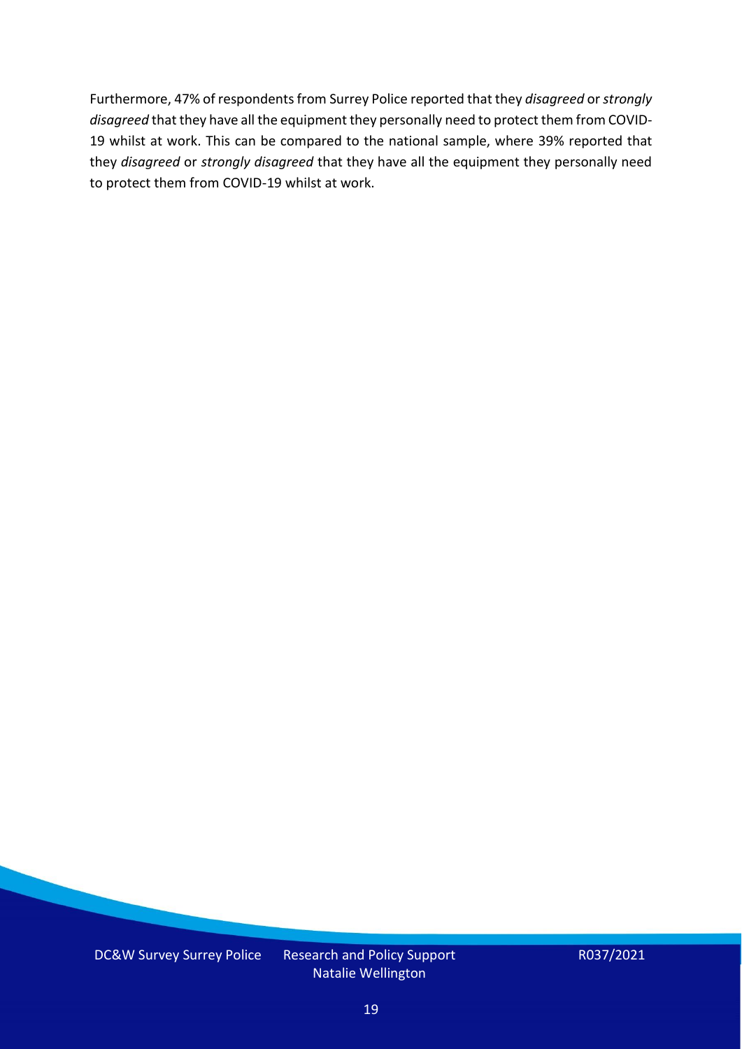Furthermore, 47% of respondents from Surrey Police reported that they *disagreed* or *strongly disagreed* that they have all the equipment they personally need to protect them from COVID-19 whilst at work. This can be compared to the national sample, where 39% reported that they *disagreed* or *strongly disagreed* that they have all the equipment they personally need to protect them from COVID-19 whilst at work.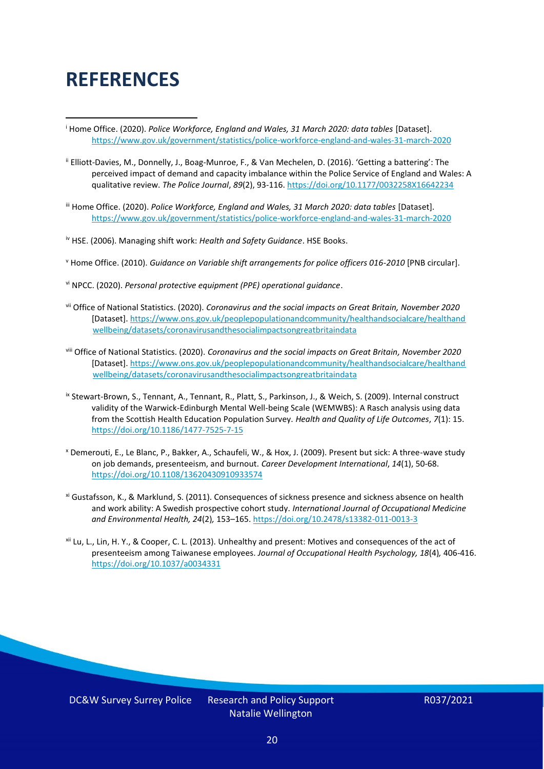# REFERENCES

[i] Home Office. (2020). *Police Workforce, England and Wales, 31 March 2020: data tables* [Dataset]. https://www.gov.uk/government/statistics/police-workforce-england-and-wales-31-march-2020

[ii] Elliott-Davies, M., Donnelly, J., Boag-Munroe, F., & Van Mechelen, D. (2016). 'Getting a battering': The perceived impact of demand and capacity imbalance within the Police Service of England and Wales: A qualitative review. *The Police Journal*, *89*(2), 93-116. https://doi.org/10.1177/0032258X16642234

[iii] Home Office. (2020). *Police Workforce, England and Wales, 31 March 2020: data tables* [Dataset]. https://www.gov.uk/government/statistics/police-workforce-england-and-wales-31-march-2020

[iv] HSE. (2006). Managing shift work: *Health and Safety Guidance*. HSE Books.

[v] Home Office. (2010). *Guidance on Variable shift arrangements for police officers 016-2010* [PNB circular].

[vi] NPCC. (2020). *Personal protective equipment (PPE) operational guidance*.

[vii] Office of National Statistics. (2020). *Coronavirus and the social impacts on Great Britain, November 2020* [Dataset]. https://www.ons.gov.uk/peoplepopulationandcommunity/healthandsocialcare/healthandwellbeing/datasets/coronavirusandthesocialimpactsongreatbritaindata

[viii] Office of National Statistics. (2020). *Coronavirus and the social impacts on Great Britain, November 2020* [Dataset]. https://www.ons.gov.uk/peoplepopulationandcommunity/healthandsocialcare/healthandwellbeing/datasets/coronavirusandthesocialimpactsongreatbritaindata

[ix] Stewart-Brown, S., Tennant, A., Tennant, R., Platt, S., Parkinson, J., & Weich, S. (2009). Internal construct validity of the Warwick-Edinburgh Mental Well-being Scale (WEMWBS): A Rasch analysis using data from the Scottish Health Education Population Survey. *Health and Quality of Life Outcomes*, *7*(1): 15. https://doi.org/10.1186/1477-7525-7-15

[x] Demerouti, E., Le Blanc, P., Bakker, A., Schaufeli, W., & Hox, J. (2009). Present but sick: A three-wave study on job demands, presenteeism, and burnout. *Career Development International*, *14*(1), 50-68. https://doi.org/10.1108/13620430910933574

[xi] Gustafsson, K., & Marklund, S. (2011). Consequences of sickness presence and sickness absence on health and work ability: A Swedish prospective cohort study. *International Journal of Occupational Medicine and Environmental Health, 24*(2)*,* 153–165. https://doi.org/10.2478/s13382-011-0013-3

[xii] Lu, L., Lin, H. Y., & Cooper, C. L. (2013). Unhealthy and present: Motives and consequences of the act of presenteeism among Taiwanese employees. *Journal of Occupational Health Psychology, 18*(4)*,* 406-416. https://doi.org/10.1037/a0034331